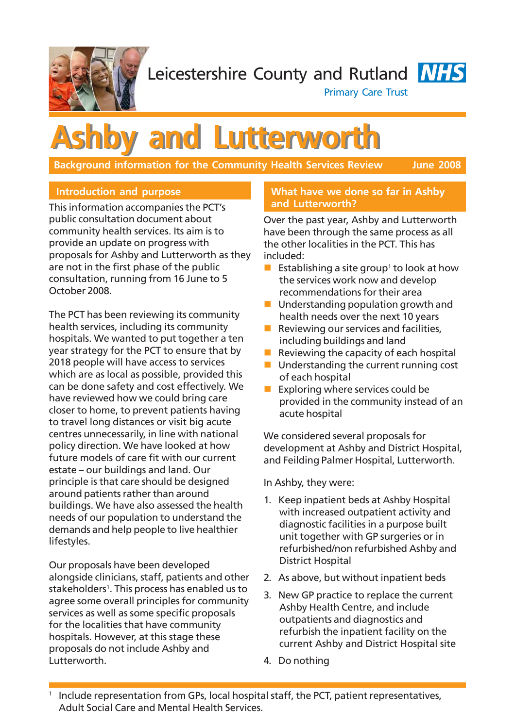Leicestershire County and Rutland NHS

Primary Care Trust

# Ashby and Lutterworth

**Background information for the Community Health Services Review** **June 2008**

## Introduction and purpose

This information accompanies the PCT's public consultation document about community health services. Its aim is to provide an update on progress with proposals for Ashby and Lutterworth as they are not in the first phase of the public consultation, running from 16 June to 5 October 2008.

The PCT has been reviewing its community health services, including its community hospitals. We wanted to put together a ten year strategy for the PCT to ensure that by 2018 people will have access to services which are as local as possible, provided this can be done safety and cost effectively. We have reviewed how we could bring care closer to home, to prevent patients having to travel long distances or visit big acute centres unnecessarily, in line with national policy direction. We have looked at how future models of care fit with our current estate – our buildings and land. Our principle is that care should be designed around patients rather than around buildings. We have also assessed the health needs of our population to understand the demands and help people to live healthier lifestyles.

Our proposals have been developed alongside clinicians, staff, patients and other stakeholders[1]. This process has enabled us to agree some overall principles for community services as well as some specific proposals for the localities that have community hospitals. However, at this stage these proposals do not include Ashby and Lutterworth.

## What have we done so far in Ashby and Lutterworth?

Over the past year, Ashby and Lutterworth have been through the same process as all the other localities in the PCT. This has included:

- Establishing a site group[1] to look at how the services work now and develop recommendations for their area
- Understanding population growth and health needs over the next 10 years
- Reviewing our services and facilities, including buildings and land
- Reviewing the capacity of each hospital
- Understanding the current running cost of each hospital
- Exploring where services could be provided in the community instead of an acute hospital

We considered several proposals for development at Ashby and District Hospital, and Feilding Palmer Hospital, Lutterworth.

In Ashby, they were:

1. Keep inpatient beds at Ashby Hospital with increased outpatient activity and diagnostic facilities in a purpose built unit together with GP surgeries or in refurbished/non refurbished Ashby and District Hospital
2. As above, but without inpatient beds
3. New GP practice to replace the current Ashby Health Centre, and include outpatients and diagnostics and refurbish the inpatient facility on the current Ashby and District Hospital site
4. Do nothing

[1] Include representation from GPs, local hospital staff, the PCT, patient representatives, Adult Social Care and Mental Health Services.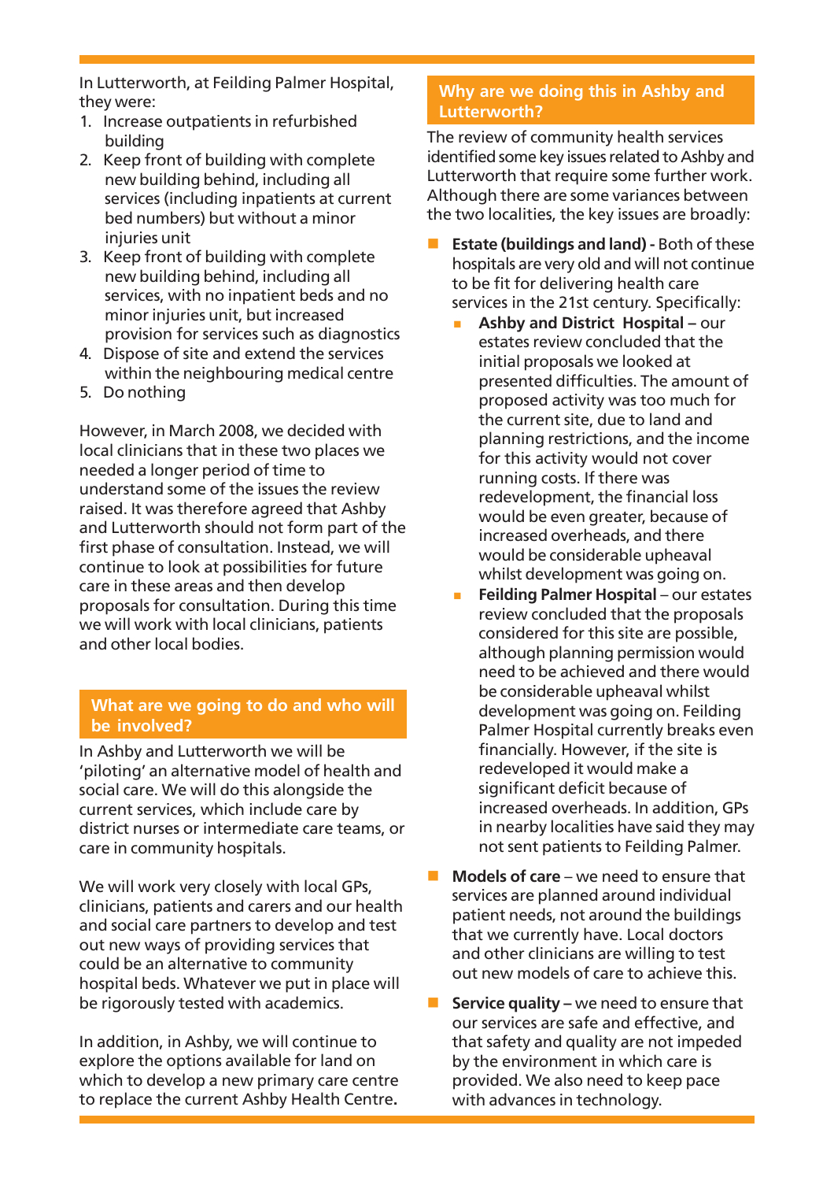In Lutterworth, at Feilding Palmer Hospital, they were:

1. Increase outpatients in refurbished building
2. Keep front of building with complete new building behind, including all services (including inpatients at current bed numbers) but without a minor injuries unit
3. Keep front of building with complete new building behind, including all services, with no inpatient beds and no minor injuries unit, but increased provision for services such as diagnostics
4. Dispose of site and extend the services within the neighbouring medical centre
5. Do nothing

However, in March 2008, we decided with local clinicians that in these two places we needed a longer period of time to understand some of the issues the review raised. It was therefore agreed that Ashby and Lutterworth should not form part of the first phase of consultation. Instead, we will continue to look at possibilities for future care in these areas and then develop proposals for consultation. During this time we will work with local clinicians, patients and other local bodies.

## What are we going to do and who will be involved?

In Ashby and Lutterworth we will be 'piloting' an alternative model of health and social care. We will do this alongside the current services, which include care by district nurses or intermediate care teams, or care in community hospitals.

We will work very closely with local GPs, clinicians, patients and carers and our health and social care partners to develop and test out new ways of providing services that could be an alternative to community hospital beds. Whatever we put in place will be rigorously tested with academics.

In addition, in Ashby, we will continue to explore the options available for land on which to develop a new primary care centre to replace the current Ashby Health Centre.

## Why are we doing this in Ashby and Lutterworth?

The review of community health services identified some key issues related to Ashby and Lutterworth that require some further work. Although there are some variances between the two localities, the key issues are broadly:

- **Estate (buildings and land) -** Both of these hospitals are very old and will not continue to be fit for delivering health care services in the 21st century. Specifically:
  - **Ashby and District Hospital** – our estates review concluded that the initial proposals we looked at presented difficulties. The amount of proposed activity was too much for the current site, due to land and planning restrictions, and the income for this activity would not cover running costs. If there was redevelopment, the financial loss would be even greater, because of increased overheads, and there would be considerable upheaval whilst development was going on.
  - **Feilding Palmer Hospital** – our estates review concluded that the proposals considered for this site are possible, although planning permission would need to be achieved and there would be considerable upheaval whilst development was going on. Feilding Palmer Hospital currently breaks even financially. However, if the site is redeveloped it would make a significant deficit because of increased overheads. In addition, GPs in nearby localities have said they may not sent patients to Feilding Palmer.
- **Models of care** – we need to ensure that services are planned around individual patient needs, not around the buildings that we currently have. Local doctors and other clinicians are willing to test out new models of care to achieve this.
- **Service quality** – we need to ensure that our services are safe and effective, and that safety and quality are not impeded by the environment in which care is provided. We also need to keep pace with advances in technology.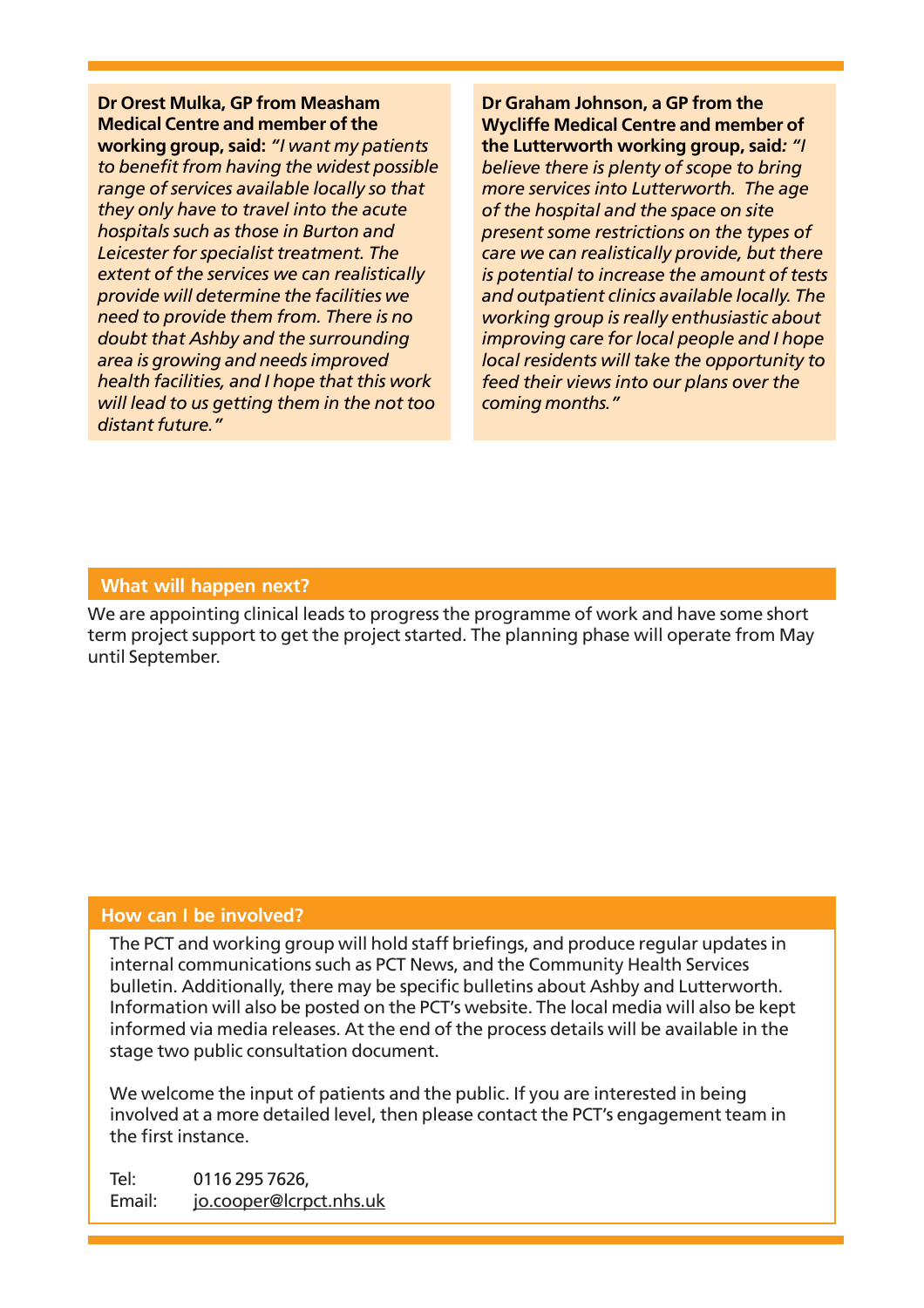**Dr Orest Mulka, GP from Measham Medical Centre and member of the working group, said:** *"I want my patients to benefit from having the widest possible range of services available locally so that they only have to travel into the acute hospitals such as those in Burton and Leicester for specialist treatment. The extent of the services we can realistically provide will determine the facilities we need to provide them from. There is no doubt that Ashby and the surrounding area is growing and needs improved health facilities, and I hope that this work will lead to us getting them in the not too distant future."*

**Dr Graham Johnson, a GP from the Wycliffe Medical Centre and member of the Lutterworth working group, said:** *"I believe there is plenty of scope to bring more services into Lutterworth. The age of the hospital and the space on site present some restrictions on the types of care we can realistically provide, but there is potential to increase the amount of tests and outpatient clinics available locally. The working group is really enthusiastic about improving care for local people and I hope local residents will take the opportunity to feed their views into our plans over the coming months."*

## What will happen next?

We are appointing clinical leads to progress the programme of work and have some short term project support to get the project started. The planning phase will operate from May until September.

## How can I be involved?

The PCT and working group will hold staff briefings, and produce regular updates in internal communications such as PCT News, and the Community Health Services bulletin. Additionally, there may be specific bulletins about Ashby and Lutterworth. Information will also be posted on the PCT's website. The local media will also be kept informed via media releases. At the end of the process details will be available in the stage two public consultation document.

We welcome the input of patients and the public. If you are interested in being involved at a more detailed level, then please contact the PCT's engagement team in the first instance.

Tel: 0116 295 7626,
Email: jo.cooper@lcrpct.nhs.uk